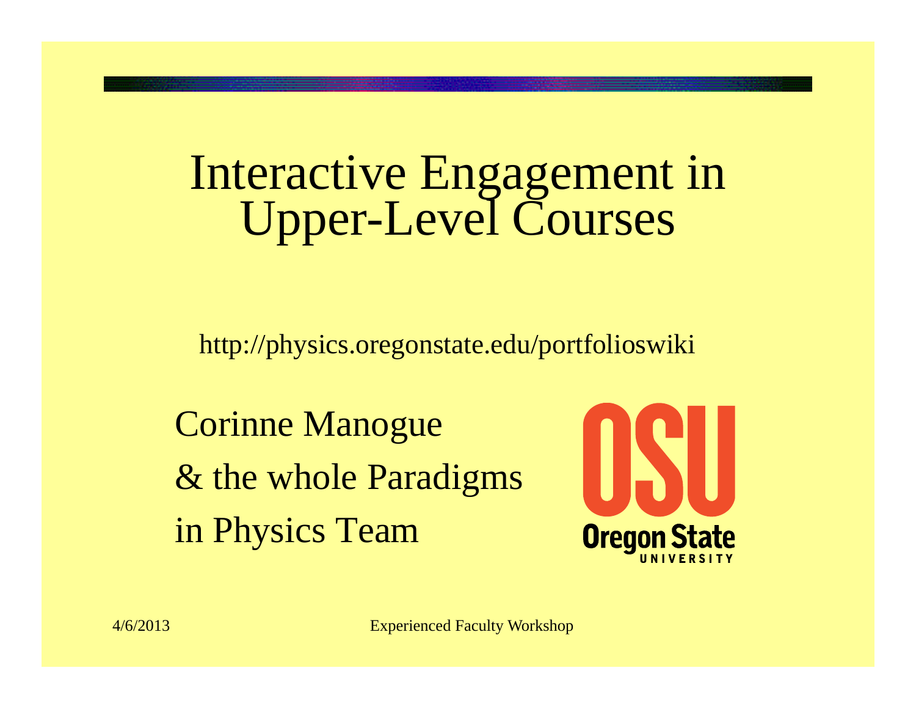# Interactive Engagement in Upper-Level Courses

http://physics.oregonstate.edu/portfolioswiki

Corinne Manogue
& the whole Paradigms
in Physics Team

OSU
Oregon State
UNIVERSITY

4/6/2013

Experienced Faculty Workshop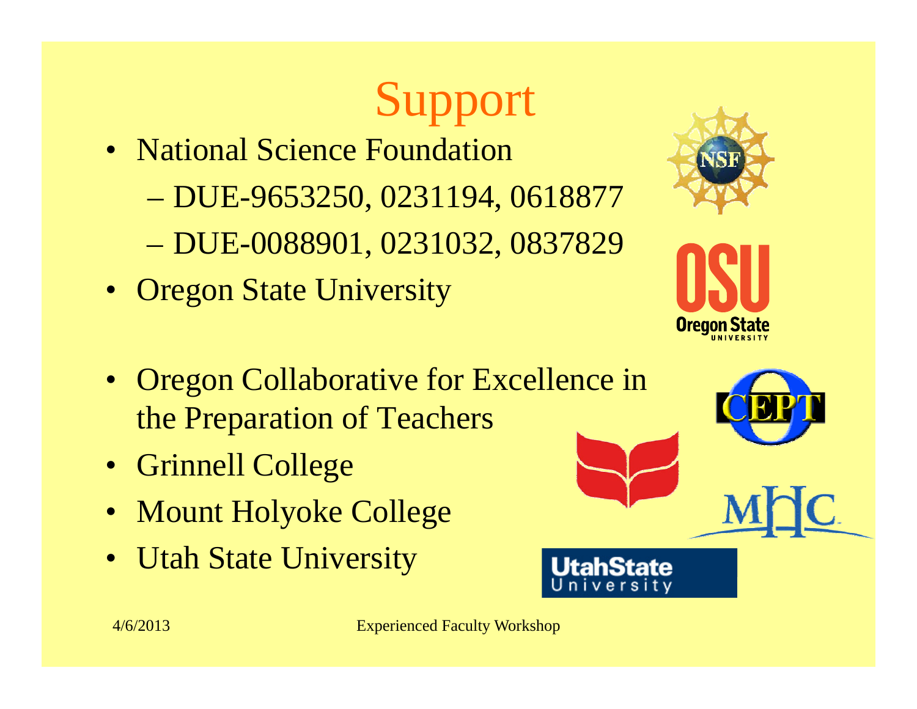# Support

- National Science Foundation
  - DUE-9653250, 0231194, 0618877
  - DUE-0088901, 0231032, 0837829
- Oregon State University
- Oregon Collaborative for Excellence in the Preparation of Teachers
- Grinnell College
- Mount Holyoke College
- Utah State University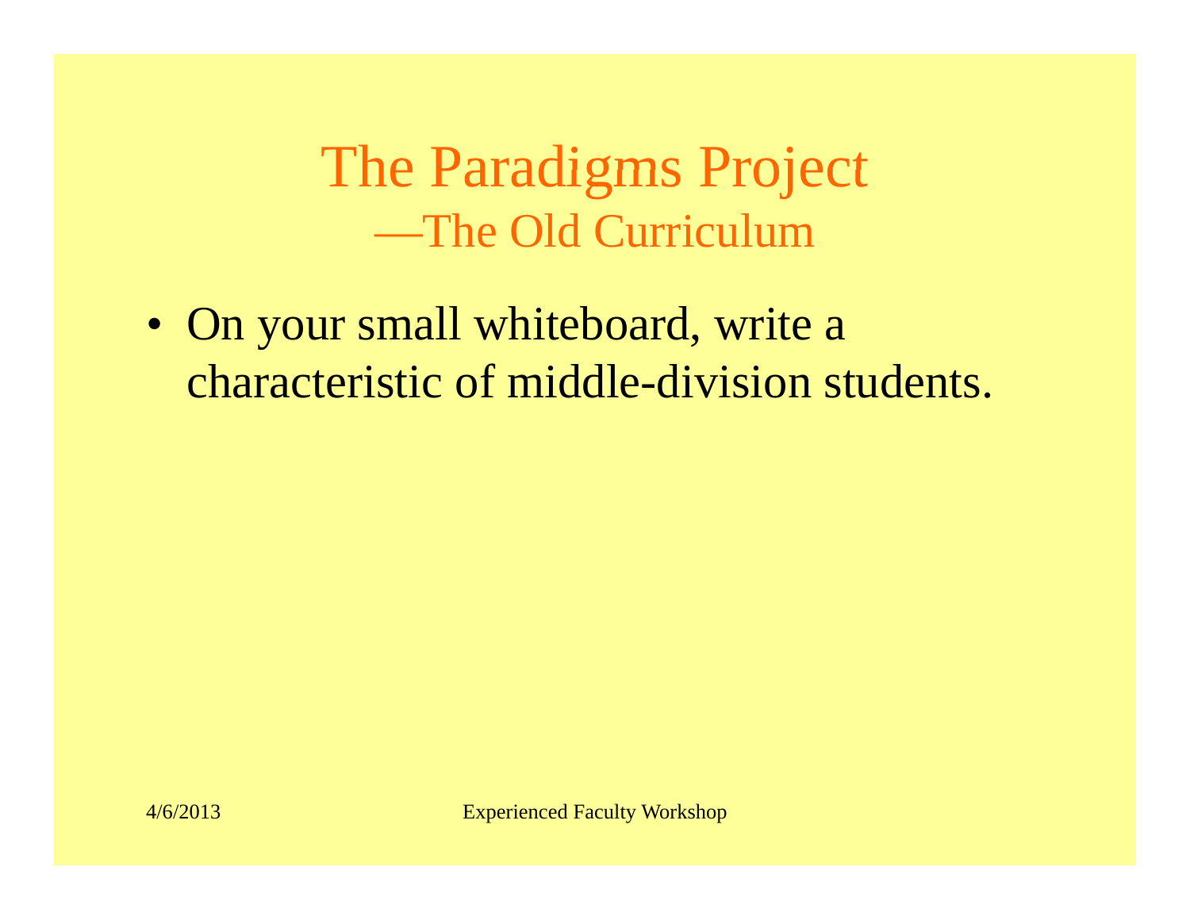# The Paradigms Project
## —The Old Curriculum

- On your small whiteboard, write a characteristic of middle-division students.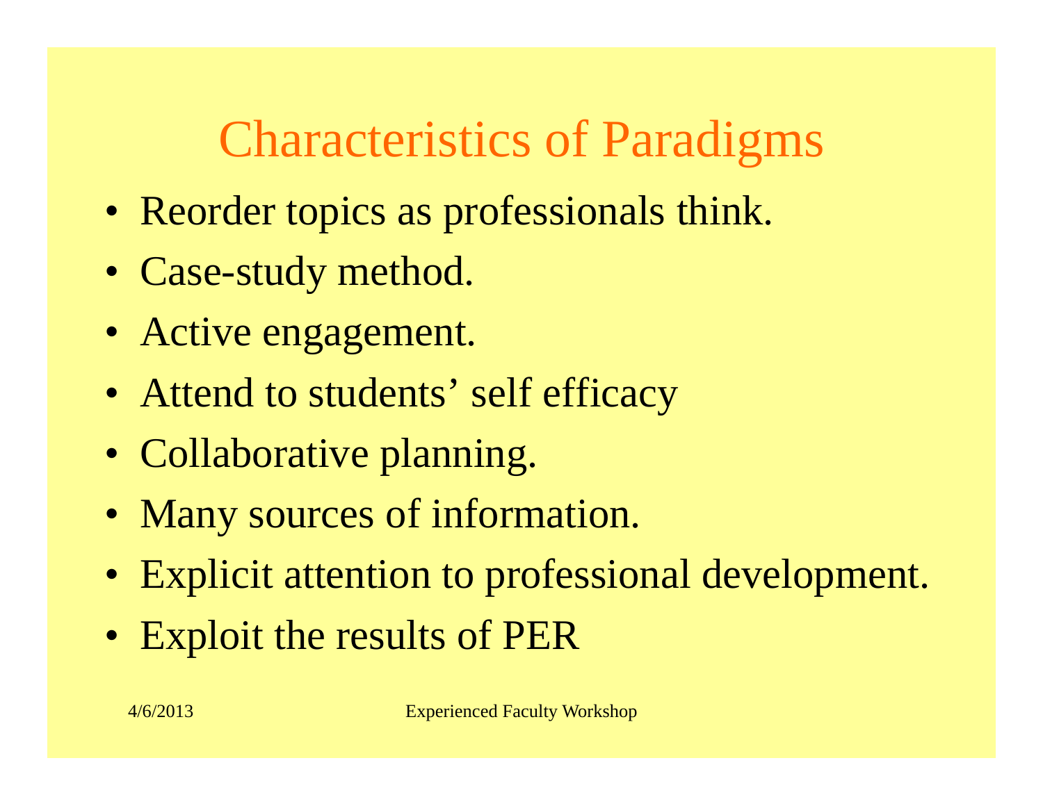# Characteristics of Paradigms

- Reorder topics as professionals think.
- Case-study method.
- Active engagement.
- Attend to students' self efficacy
- Collaborative planning.
- Many sources of information.
- Explicit attention to professional development.
- Exploit the results of PER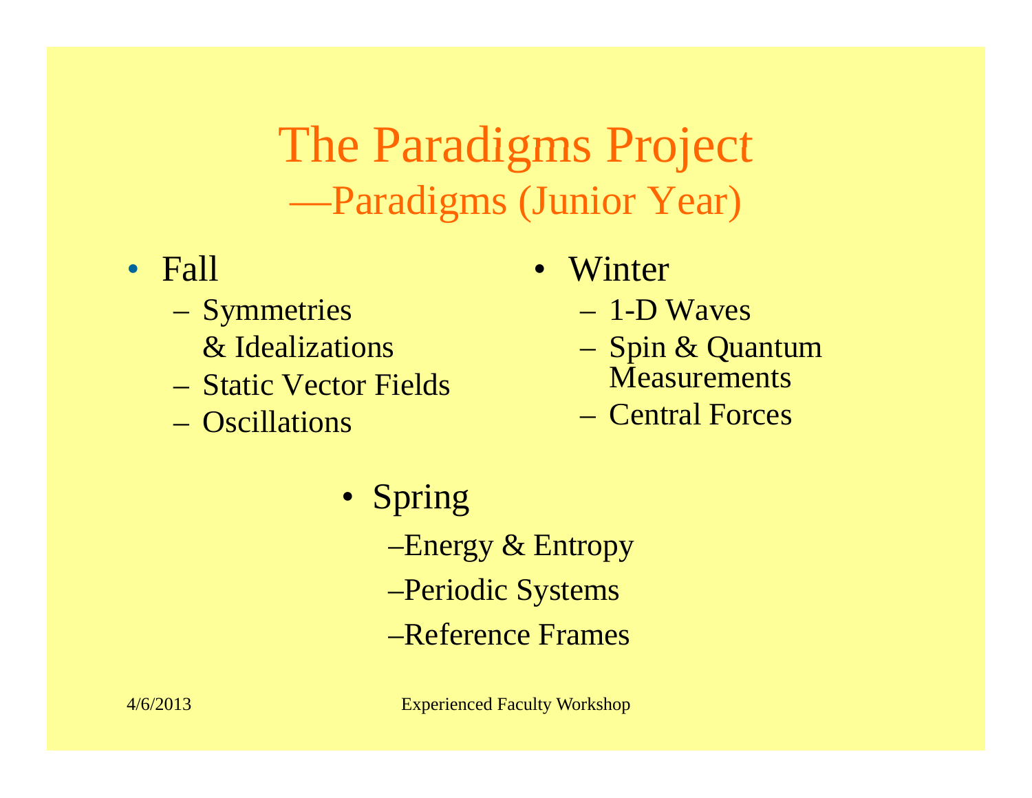# The Paradigms Project

## —Paradigms (Junior Year)

- Fall
  - Symmetries & Idealizations
  - Static Vector Fields
  - Oscillations
- Winter
  - 1-D Waves
  - Spin & Quantum Measurements
  - Central Forces
- Spring
  - Energy & Entropy
  - Periodic Systems
  - Reference Frames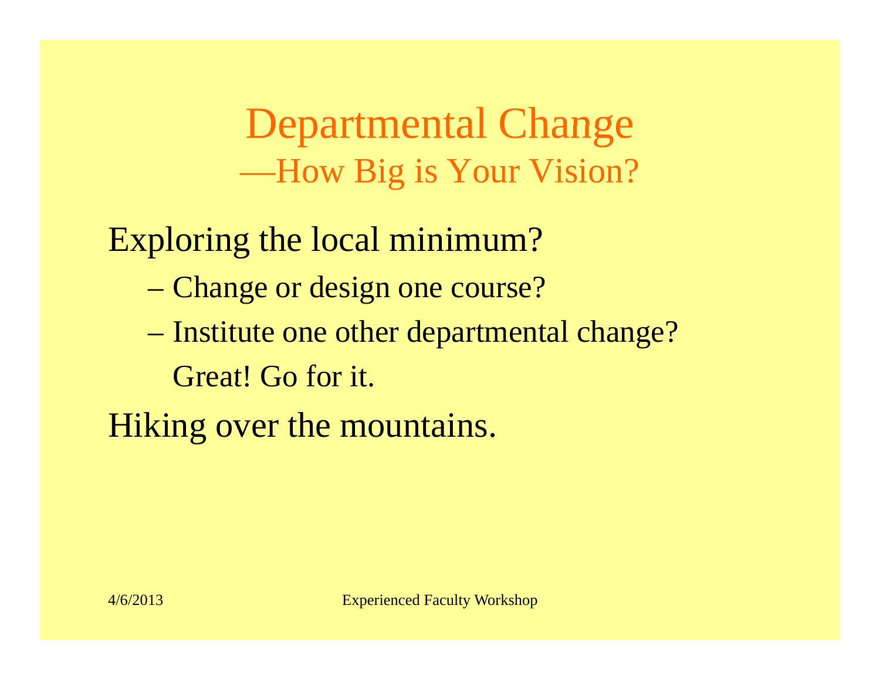# Departmental Change —How Big is Your Vision?

Exploring the local minimum?

- Change or design one course?
- Institute one other departmental change?

  Great! Go for it.

Hiking over the mountains.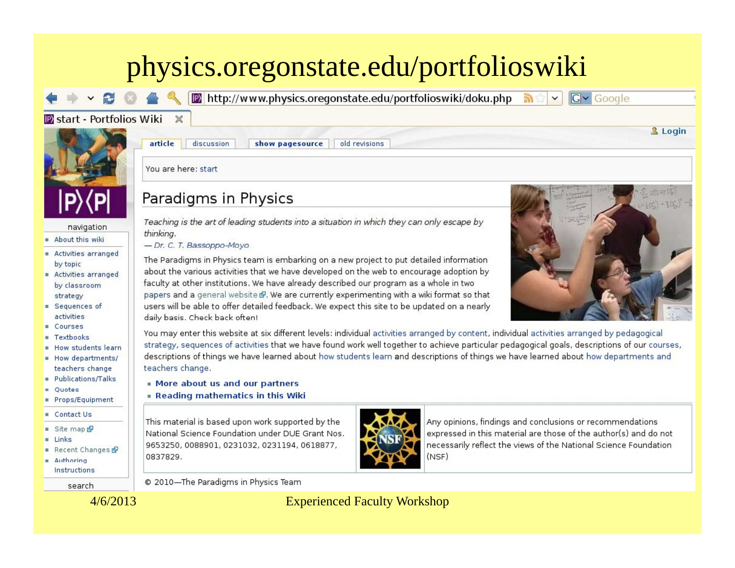# physics.oregonstate.edu/portfolioswiki

http://www.physics.oregonstate.edu/portfolioswiki/doku.php

start - Portfolios Wiki

Login

article | discussion | show pagesource | old revisions

You are here: start

navigation

- About this wiki
- Activities arranged by topic
- Activities arranged by classroom strategy
- Sequences of activities
- Courses
- Textbooks
- How students learn
- How departments/ teachers change
- Publications/Talks
- Quotes
- Props/Equipment
- Contact Us
- Site map
- Links
- Recent Changes
- Authoring Instructions

search

## Paradigms in Physics

*Teaching is the art of leading students into a situation in which they can only escape by thinking.*
*— Dr. C. T. Bassoppo-Moyo*

The Paradigms in Physics team is embarking on a new project to put detailed information about the various activities that we have developed on the web to encourage adoption by faculty at other institutions. We have already described our program as a whole in two papers and a general website. We are currently experimenting with a wiki format so that users will be able to offer detailed feedback. We expect this site to be updated on a nearly daily basis. Check back often!

You may enter this website at six different levels: individual activities arranged by content, individual activities arranged by pedagogical strategy, sequences of activities that we have found work well together to achieve particular pedagogical goals, descriptions of our courses, descriptions of things we have learned about how students learn and descriptions of things we have learned about how departments and teachers change.

- **More about us and our partners**
- **Reading mathematics in this Wiki**

This material is based upon work supported by the National Science Foundation under DUE Grant Nos. 9653250, 0088901, 0231032, 0231194, 0618877, 0837829.

Any opinions, findings and conclusions or recommendations expressed in this material are those of the author(s) and do not necessarily reflect the views of the National Science Foundation (NSF)

© 2010—The Paradigms in Physics Team

4/6/2013 Experienced Faculty Workshop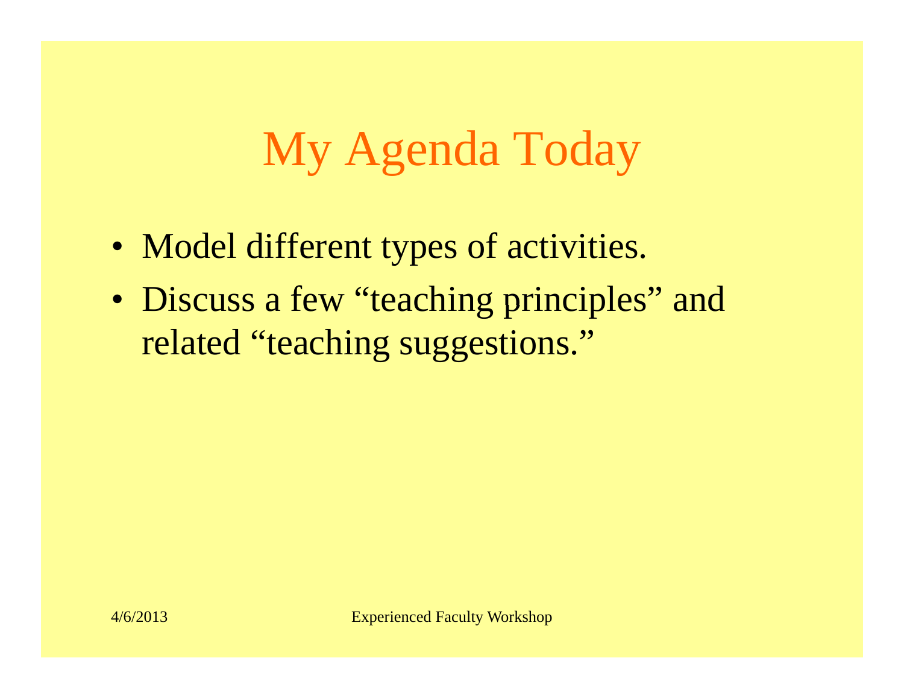# My Agenda Today

- Model different types of activities.
- Discuss a few "teaching principles" and related "teaching suggestions."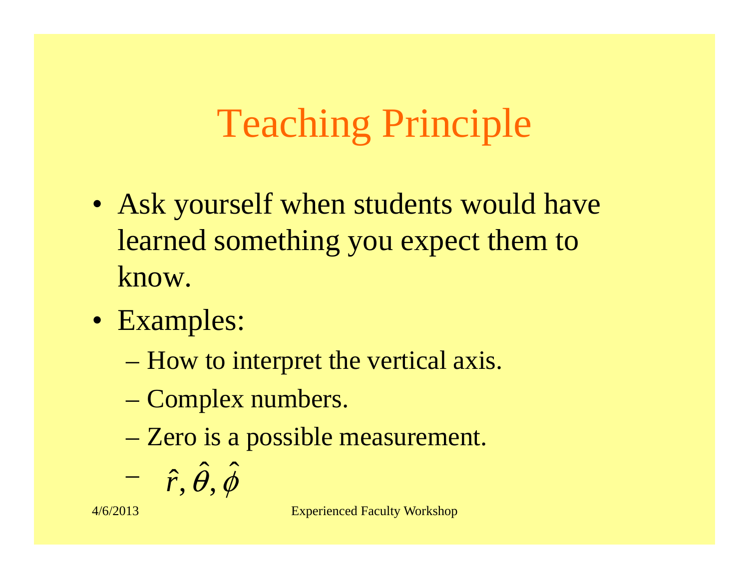# Teaching Principle

- Ask yourself when students would have learned something you expect them to know.
- Examples:
  - How to interpret the vertical axis.
  - Complex numbers.
  - Zero is a possible measurement.
  - $\hat{r}, \hat{\theta}, \hat{\phi}$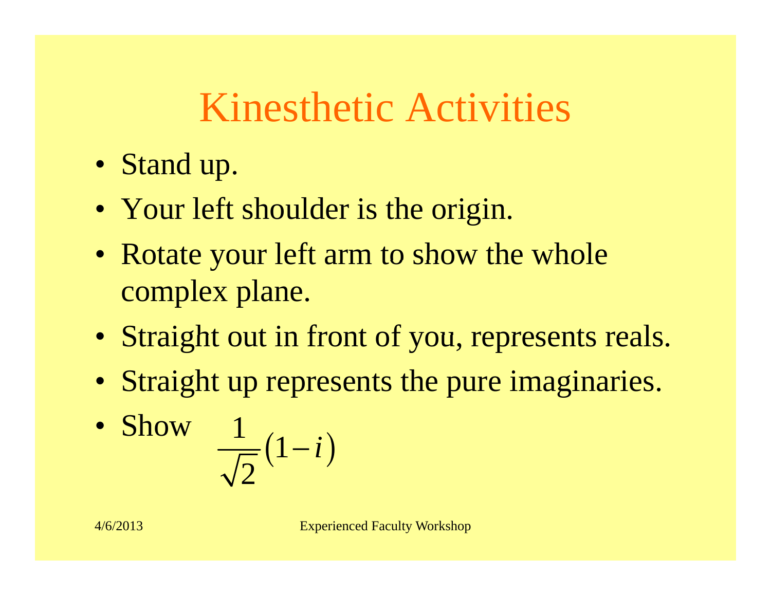# Kinesthetic Activities

- Stand up.
- Your left shoulder is the origin.
- Rotate your left arm to show the whole complex plane.
- Straight out in front of you, represents reals.
- Straight up represents the pure imaginaries.
- Show $\frac{1}{\sqrt{2}}(1-i)$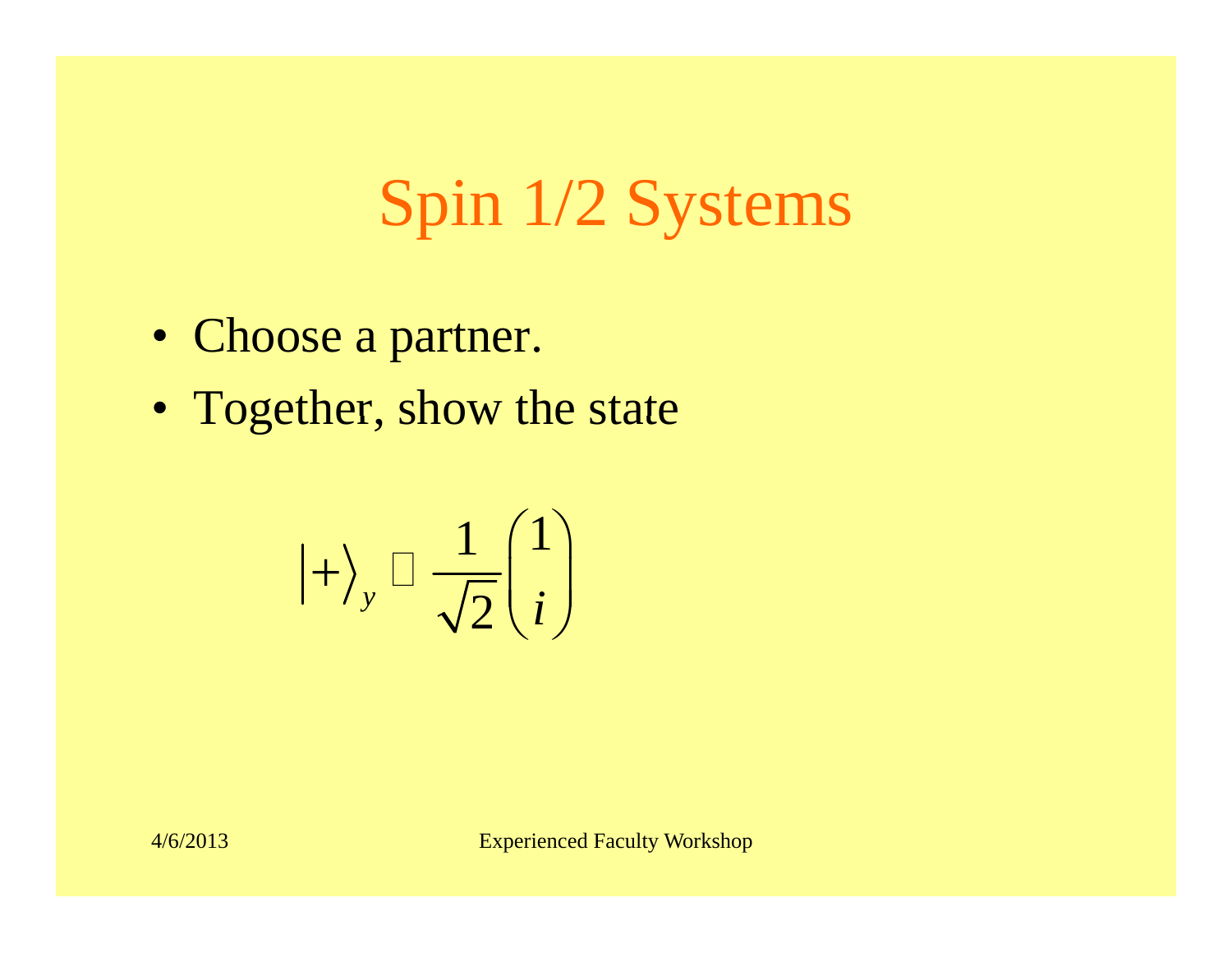# Spin 1/2 Systems

- Choose a partner.
- Together, show the state

$$\left|+\right\rangle_y \doteq \frac{1}{\sqrt{2}}\begin{pmatrix} 1 \\ i \end{pmatrix}$$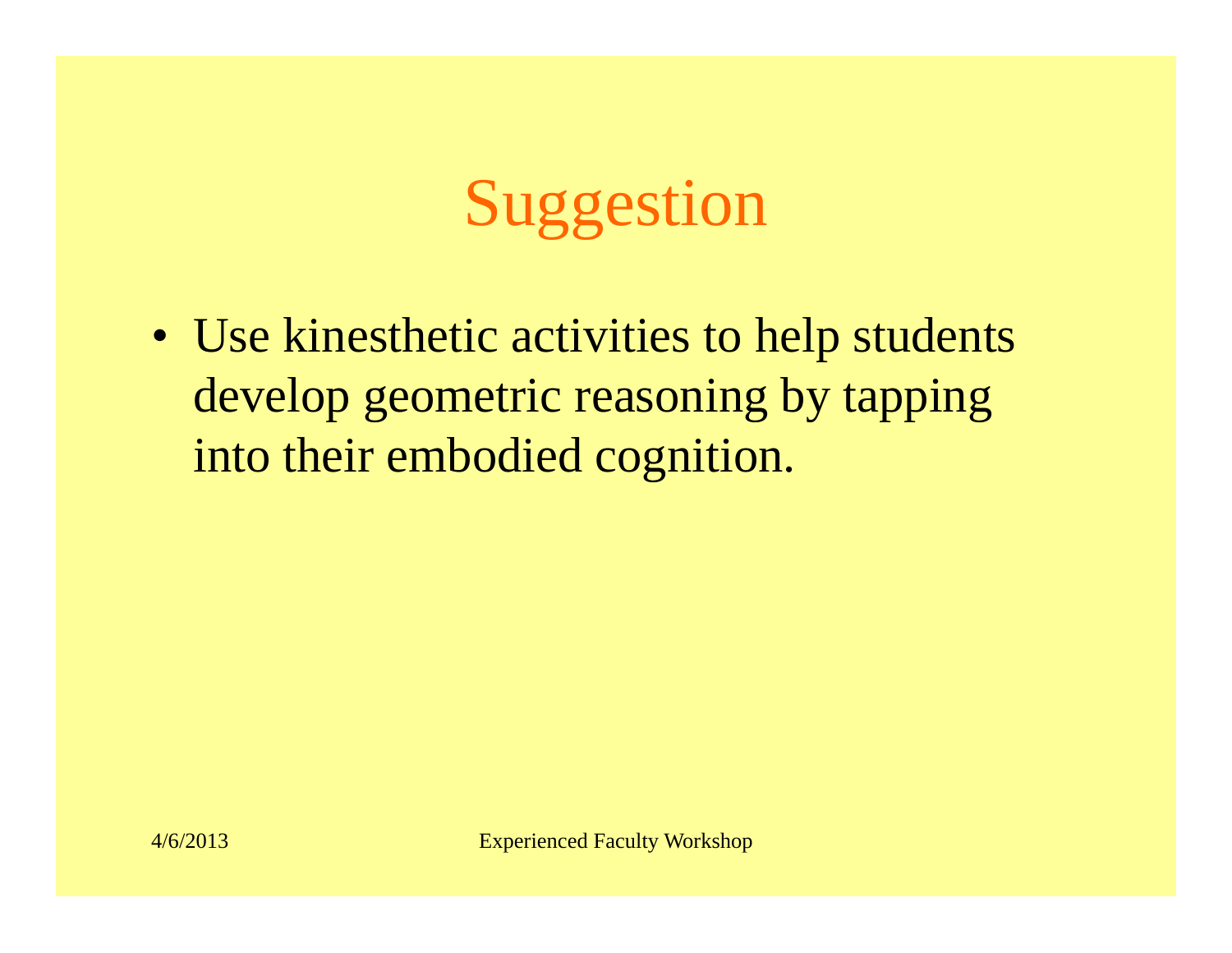# Suggestion

- Use kinesthetic activities to help students develop geometric reasoning by tapping into their embodied cognition.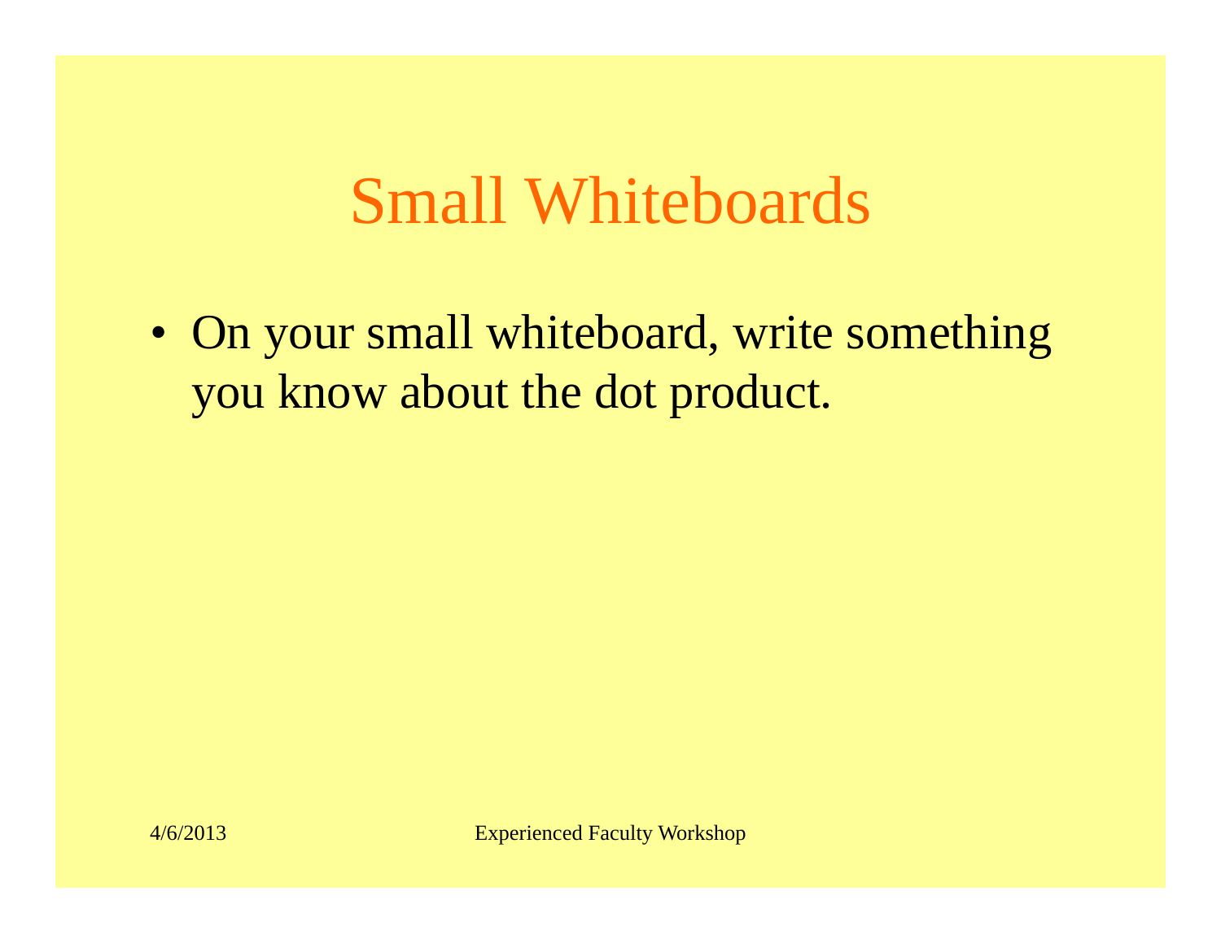# Small Whiteboards

- On your small whiteboard, write something you know about the dot product.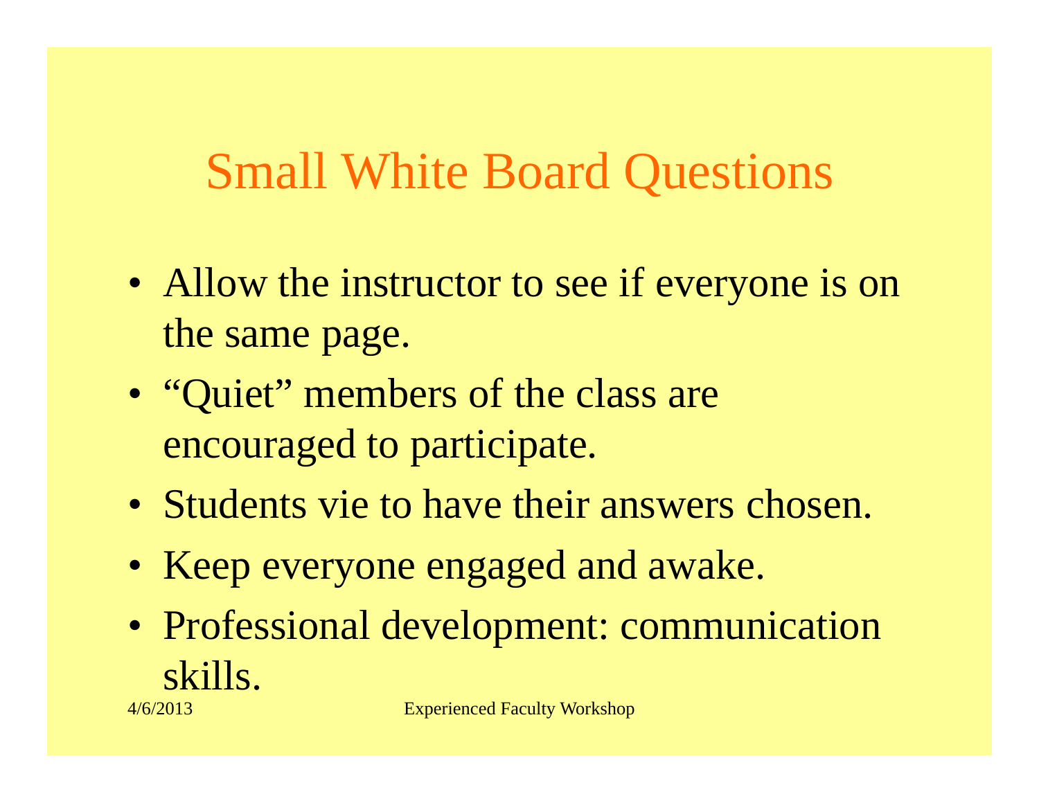# Small White Board Questions

- Allow the instructor to see if everyone is on the same page.
- "Quiet" members of the class are encouraged to participate.
- Students vie to have their answers chosen.
- Keep everyone engaged and awake.
- Professional development: communication skills.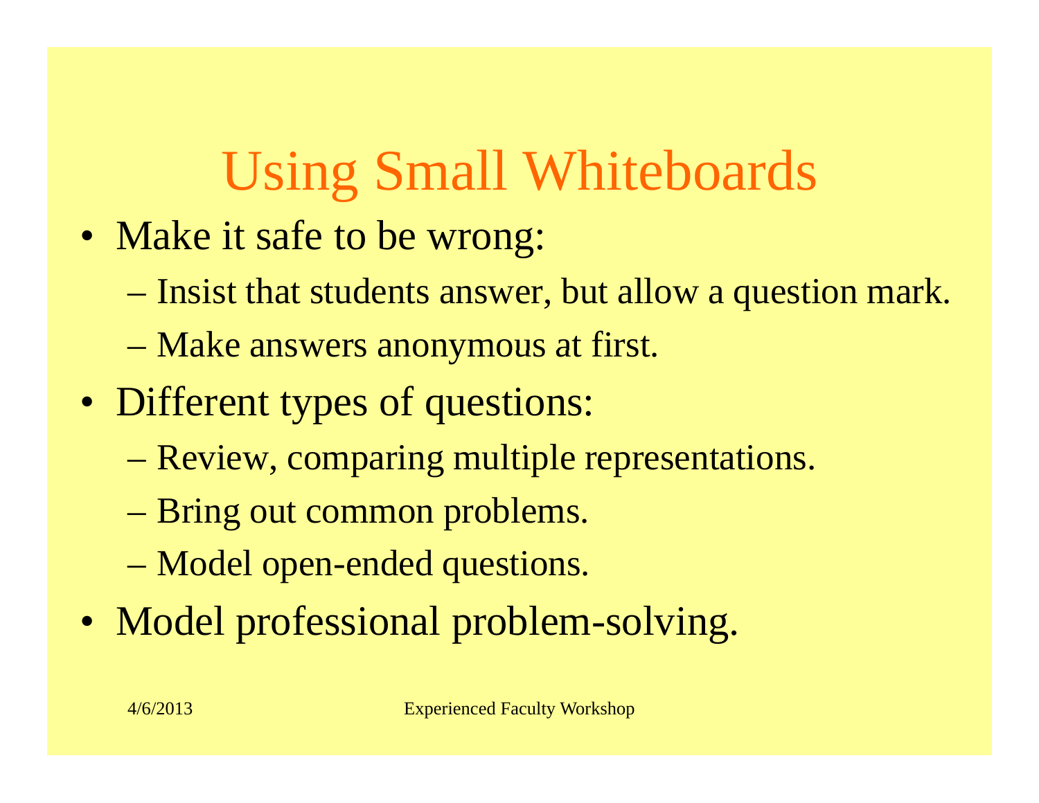# Using Small Whiteboards

- Make it safe to be wrong:
  - Insist that students answer, but allow a question mark.
  - Make answers anonymous at first.
- Different types of questions:
  - Review, comparing multiple representations.
  - Bring out common problems.
  - Model open-ended questions.
- Model professional problem-solving.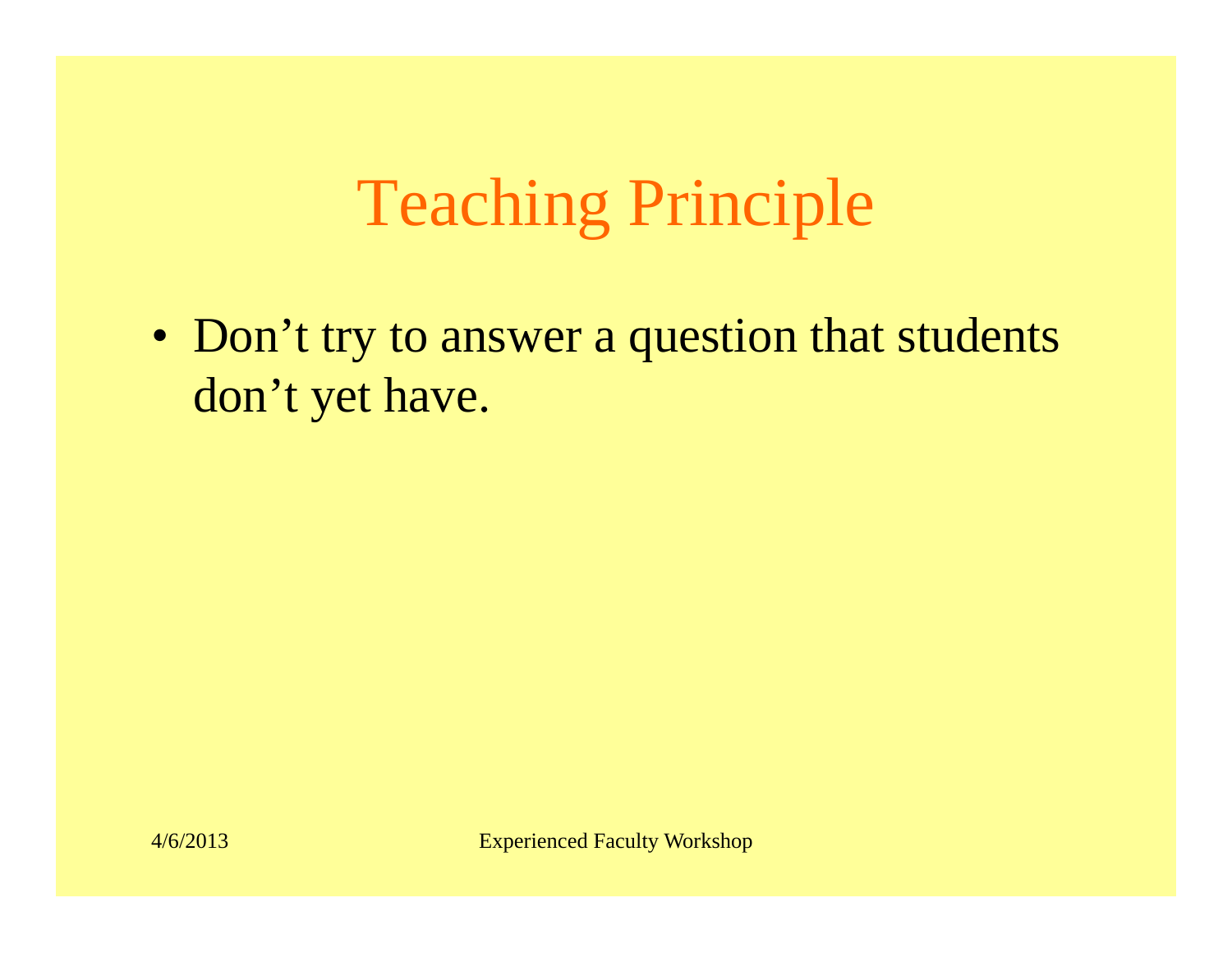# Teaching Principle

- Don’t try to answer a question that students don’t yet have.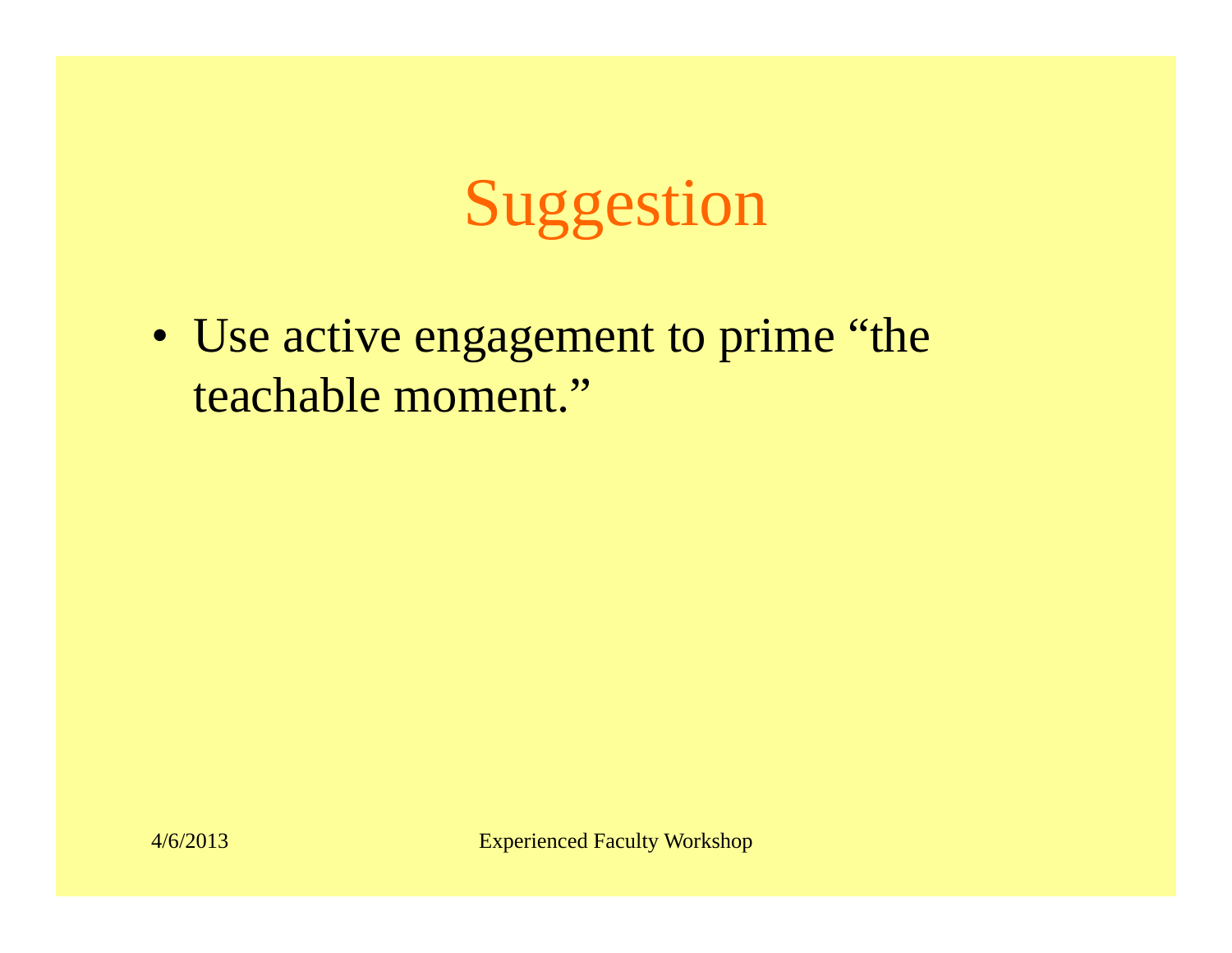# Suggestion

- Use active engagement to prime “the teachable moment.”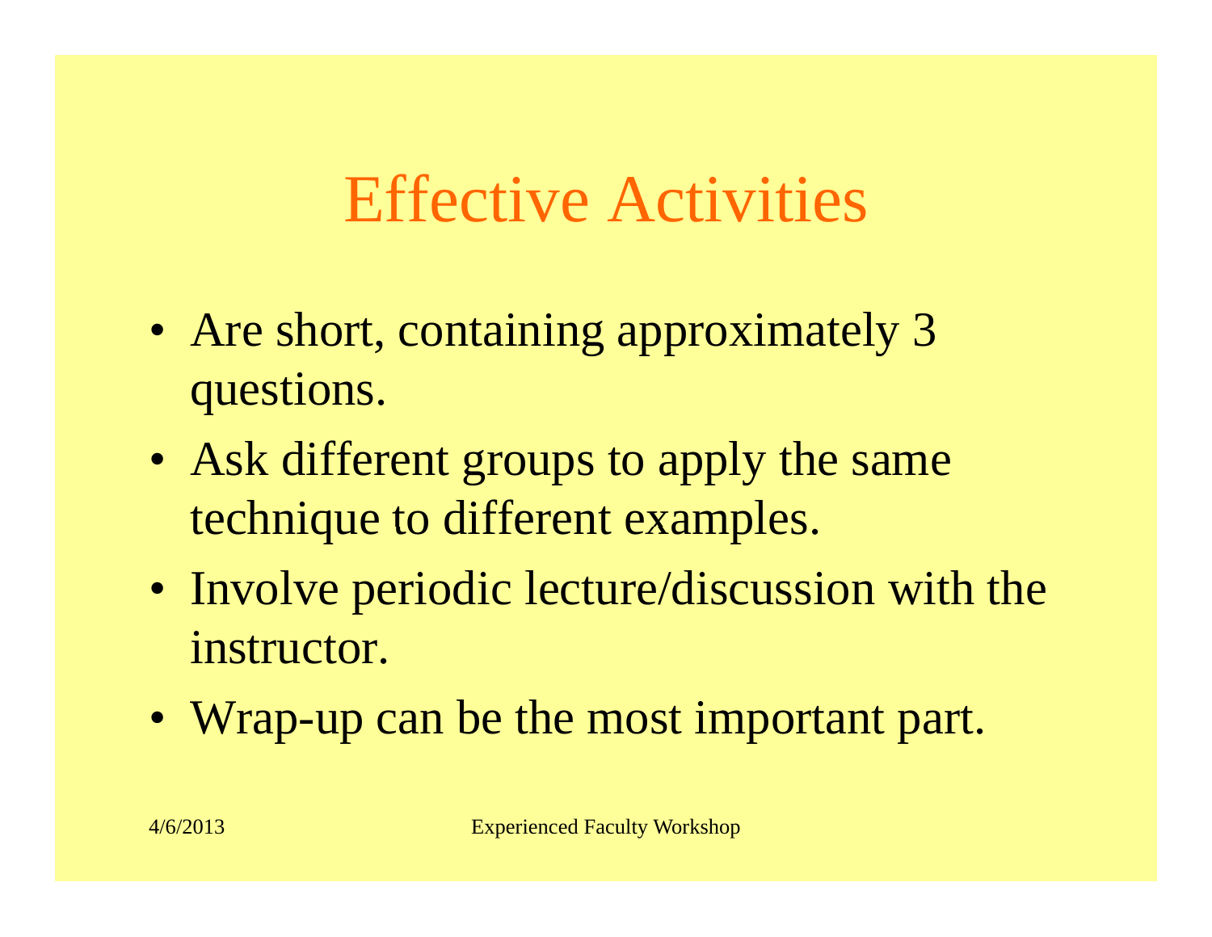# Effective Activities

- Are short, containing approximately 3 questions.
- Ask different groups to apply the same technique to different examples.
- Involve periodic lecture/discussion with the instructor.
- Wrap-up can be the most important part.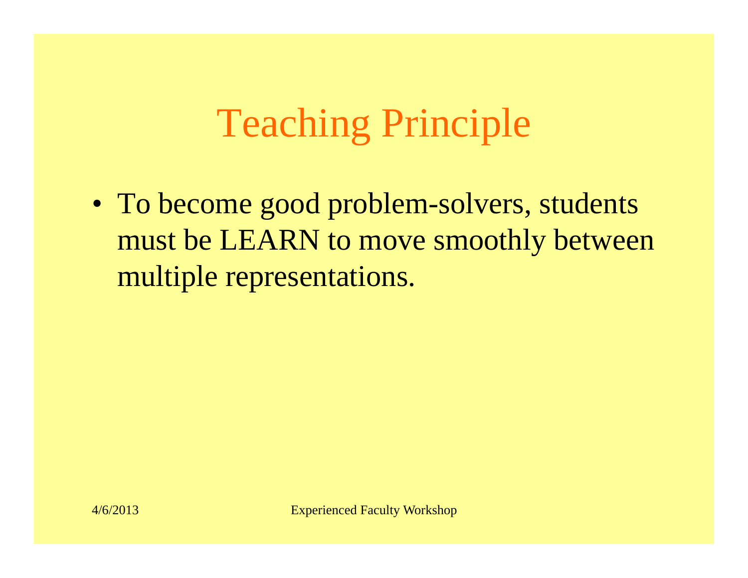# Teaching Principle

- To become good problem-solvers, students must be LEARN to move smoothly between multiple representations.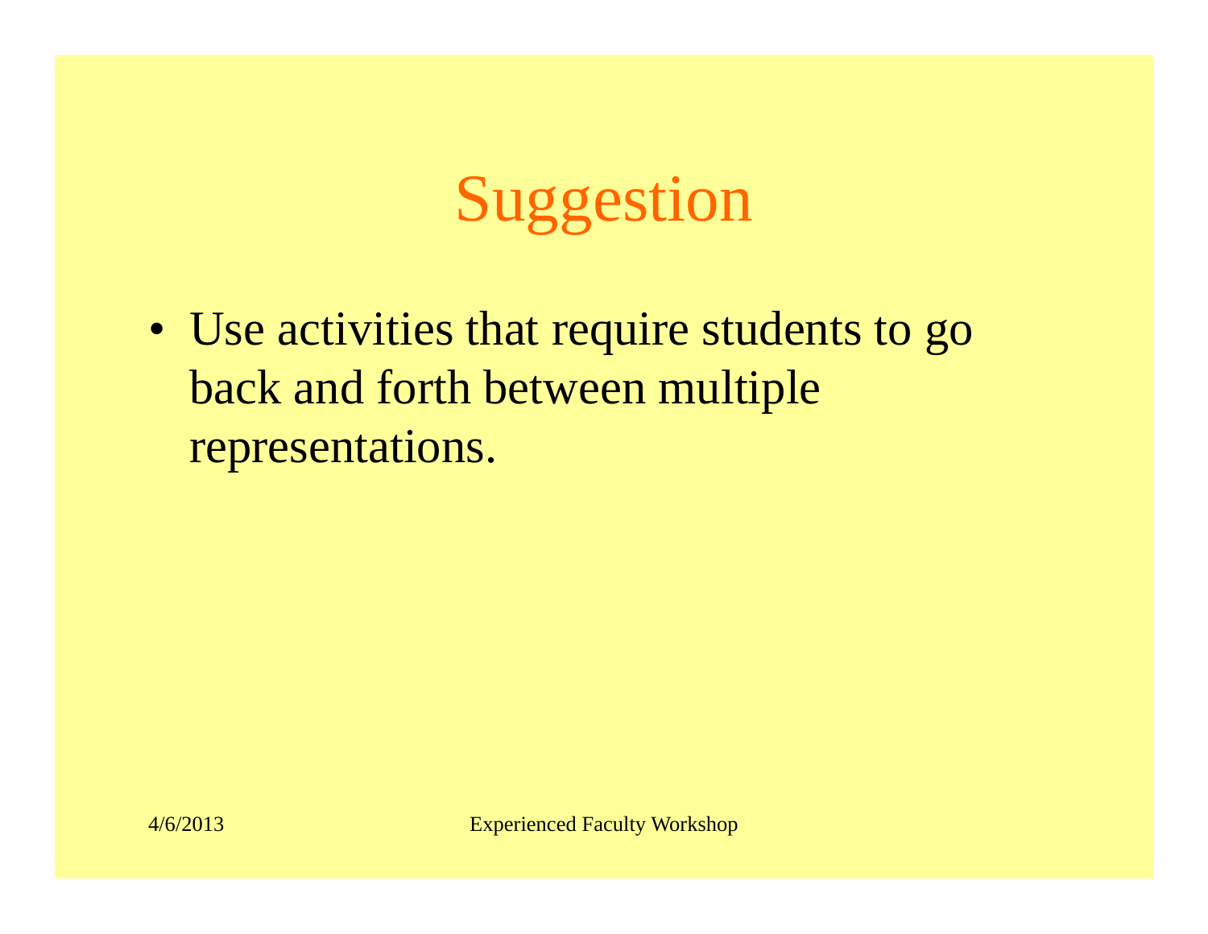# Suggestion

- Use activities that require students to go back and forth between multiple representations.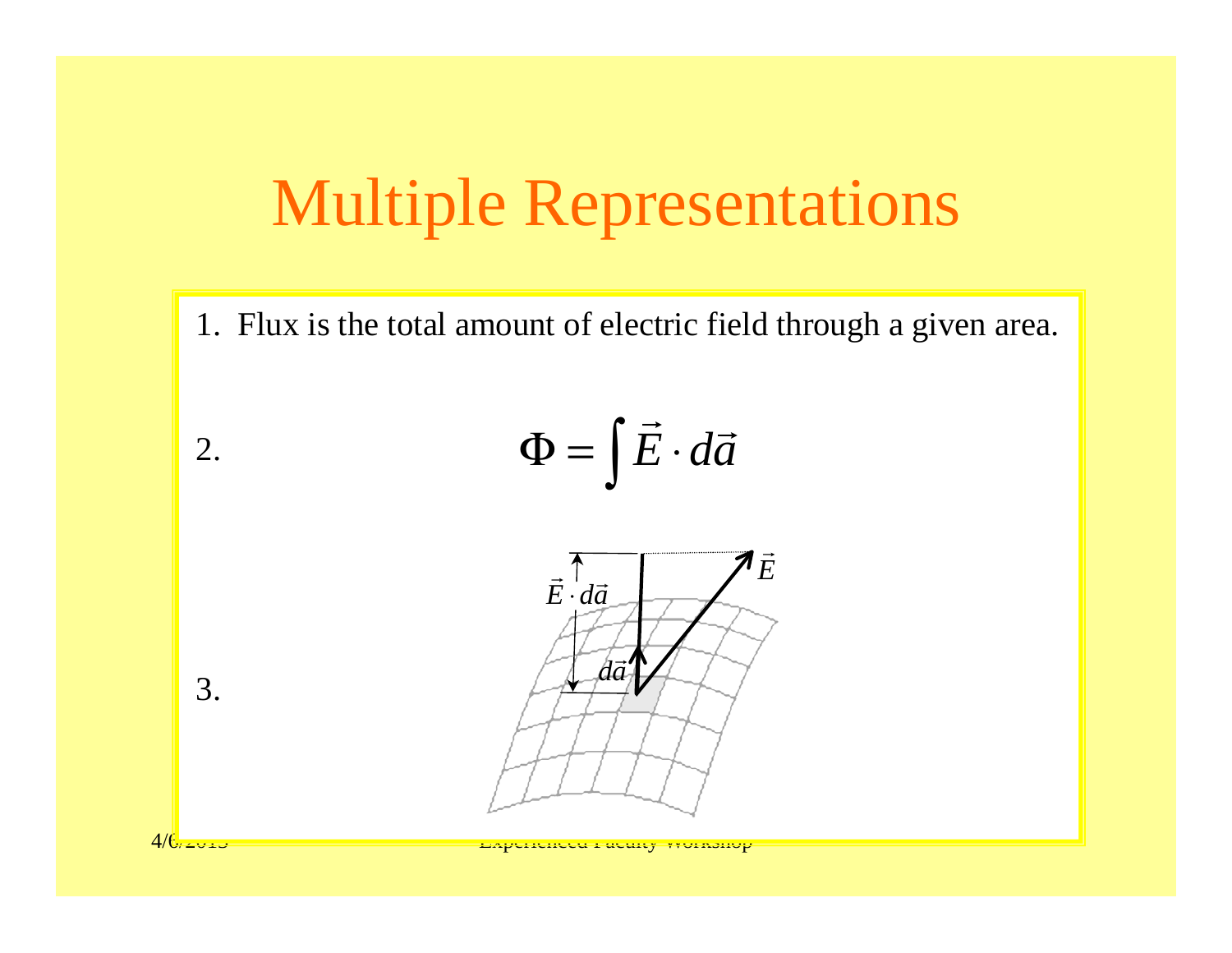# Multiple Representations

1. Flux is the total amount of electric field through a given area.

2. $$\Phi = \int \vec{E} \cdot d\vec{a}$$

3.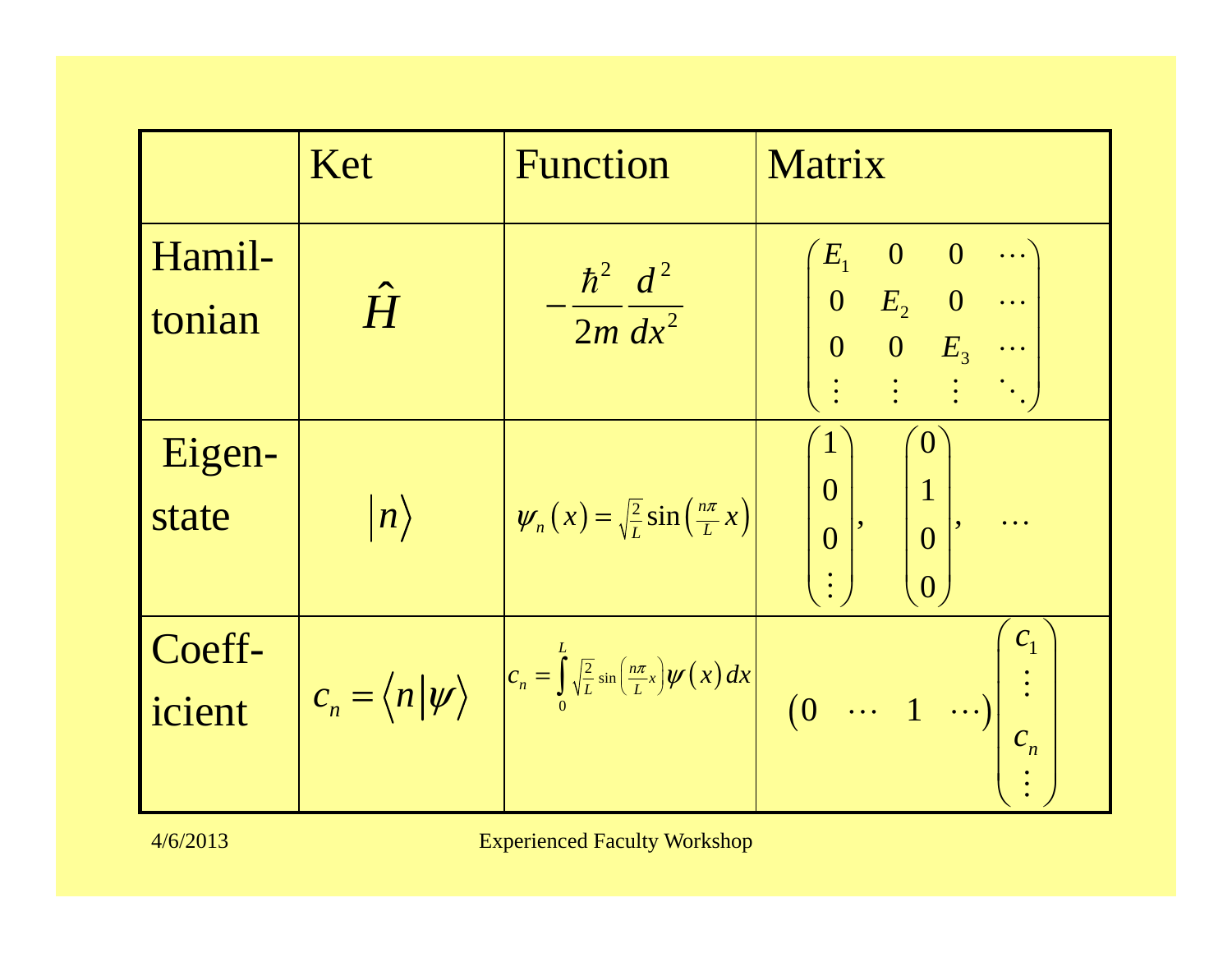| | Ket | Function | Matrix |
|---|---|---|---|
| Hamil-tonian | $\hat{H}$ | $-\frac{\hbar^2}{2m}\frac{d^2}{dx^2}$ | $\begin{pmatrix} E_1 & 0 & 0 & \cdots \\ 0 & E_2 & 0 & \cdots \\ 0 & 0 & E_3 & \cdots \\ \vdots & \vdots & \vdots & \ddots \end{pmatrix}$ |
| Eigen-state | $\left\vert n \right\rangle$ | $\psi_n(x) = \sqrt{\frac{2}{L}}\sin\left(\frac{n\pi}{L}x\right)$ | $\begin{pmatrix} 1 \\ 0 \\ 0 \\ \vdots \end{pmatrix}, \quad \begin{pmatrix} 0 \\ 1 \\ 0 \\ 0 \end{pmatrix}, \quad \cdots$ |
| Coeff-icient | $c_n = \left\langle n \vert \psi \right\rangle$ | $c_n = \int_0^L \sqrt{\frac{2}{L}}\sin\left(\frac{n\pi}{L}x\right)\psi(x)\,dx$ | $\begin{pmatrix} 0 & \cdots & 1 & \cdots \end{pmatrix}\begin{pmatrix} c_1 \\ \vdots \\ c_n \\ \vdots \end{pmatrix}$ |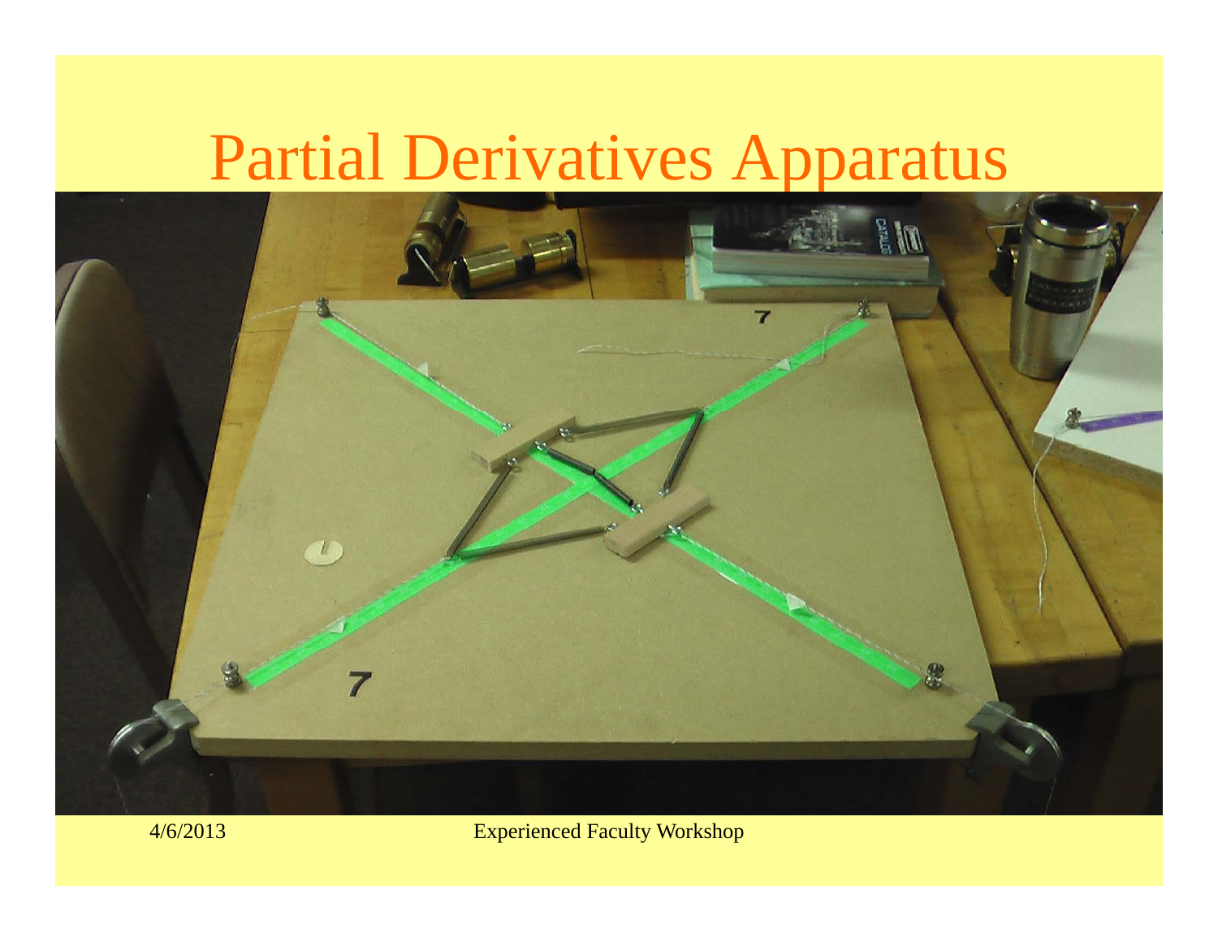# Partial Derivatives Apparatus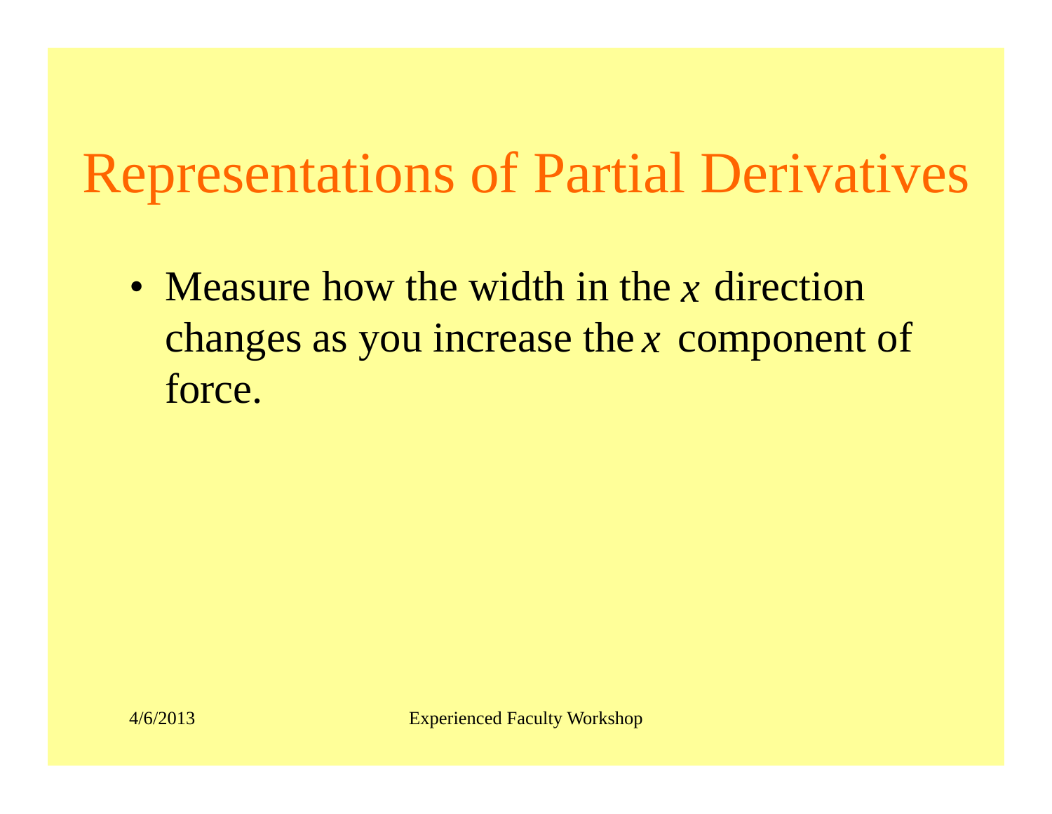# Representations of Partial Derivatives

- Measure how the width in the $x$ direction changes as you increase the $x$ component of force.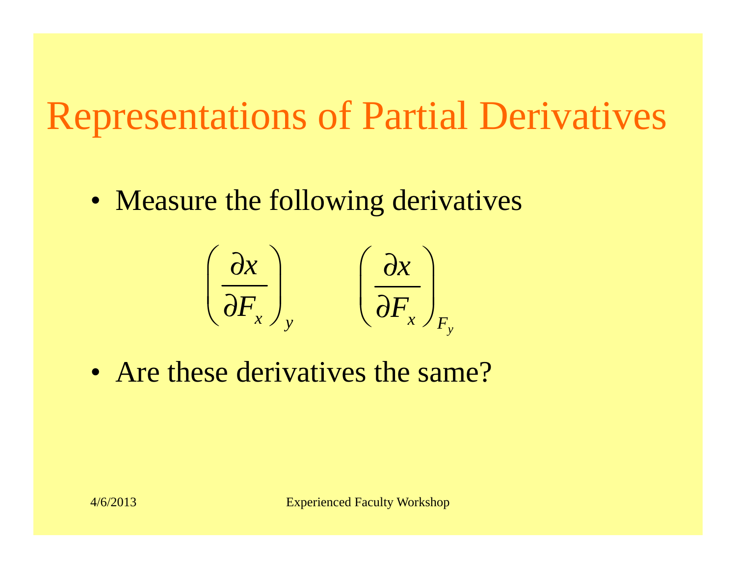# Representations of Partial Derivatives

- Measure the following derivatives

$$\left(\frac{\partial x}{\partial F_x}\right)_y \qquad \left(\frac{\partial x}{\partial F_x}\right)_{F_y}$$

- Are these derivatives the same?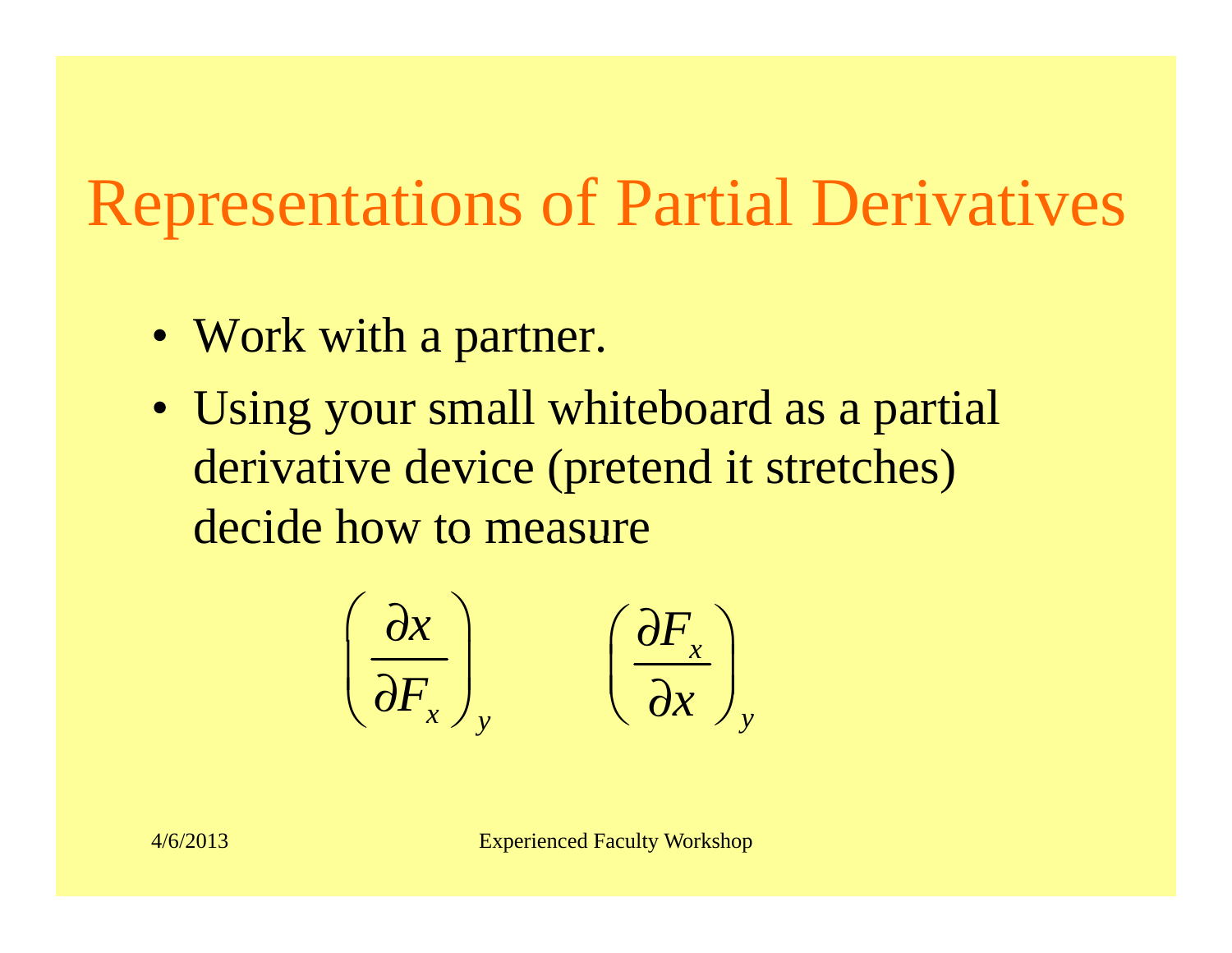# Representations of Partial Derivatives

- Work with a partner.
- Using your small whiteboard as a partial derivative device (pretend it stretches) decide how to measure

$$\left(\frac{\partial x}{\partial F_x}\right)_y \qquad \left(\frac{\partial F_x}{\partial x}\right)_y$$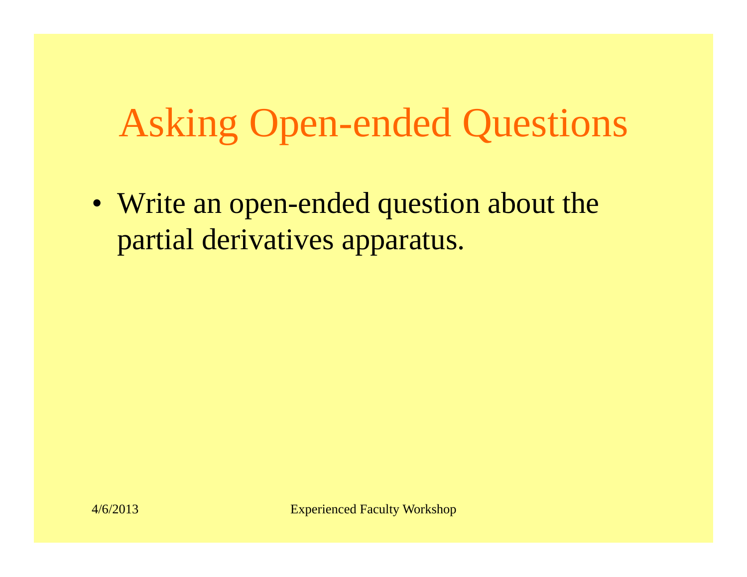# Asking Open-ended Questions

- Write an open-ended question about the partial derivatives apparatus.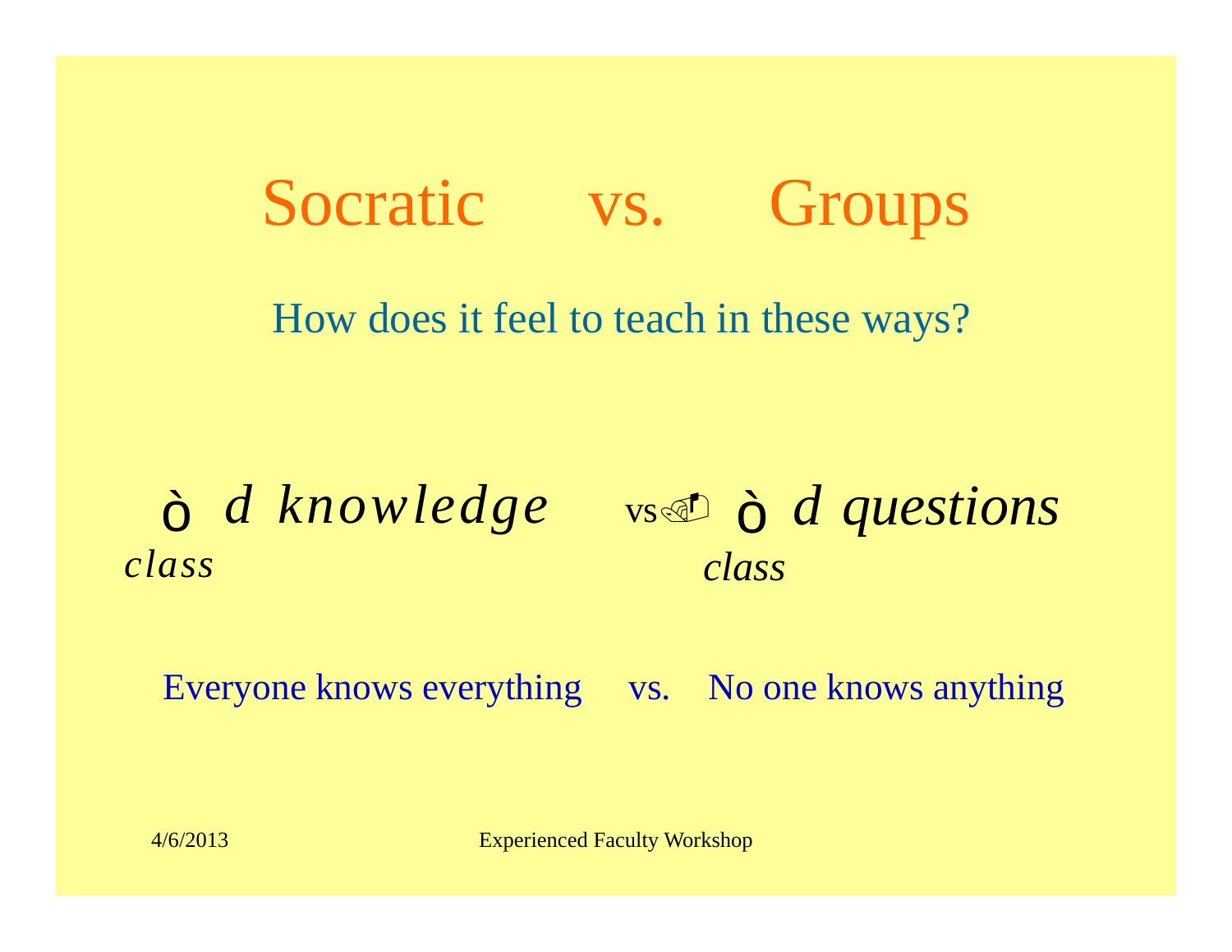# Socratic vs. Groups

How does it feel to teach in these ways?

$\int_{class} d\ knowledge$ vs $\int_{class} d\ questions$

Everyone knows everything vs. No one knows anything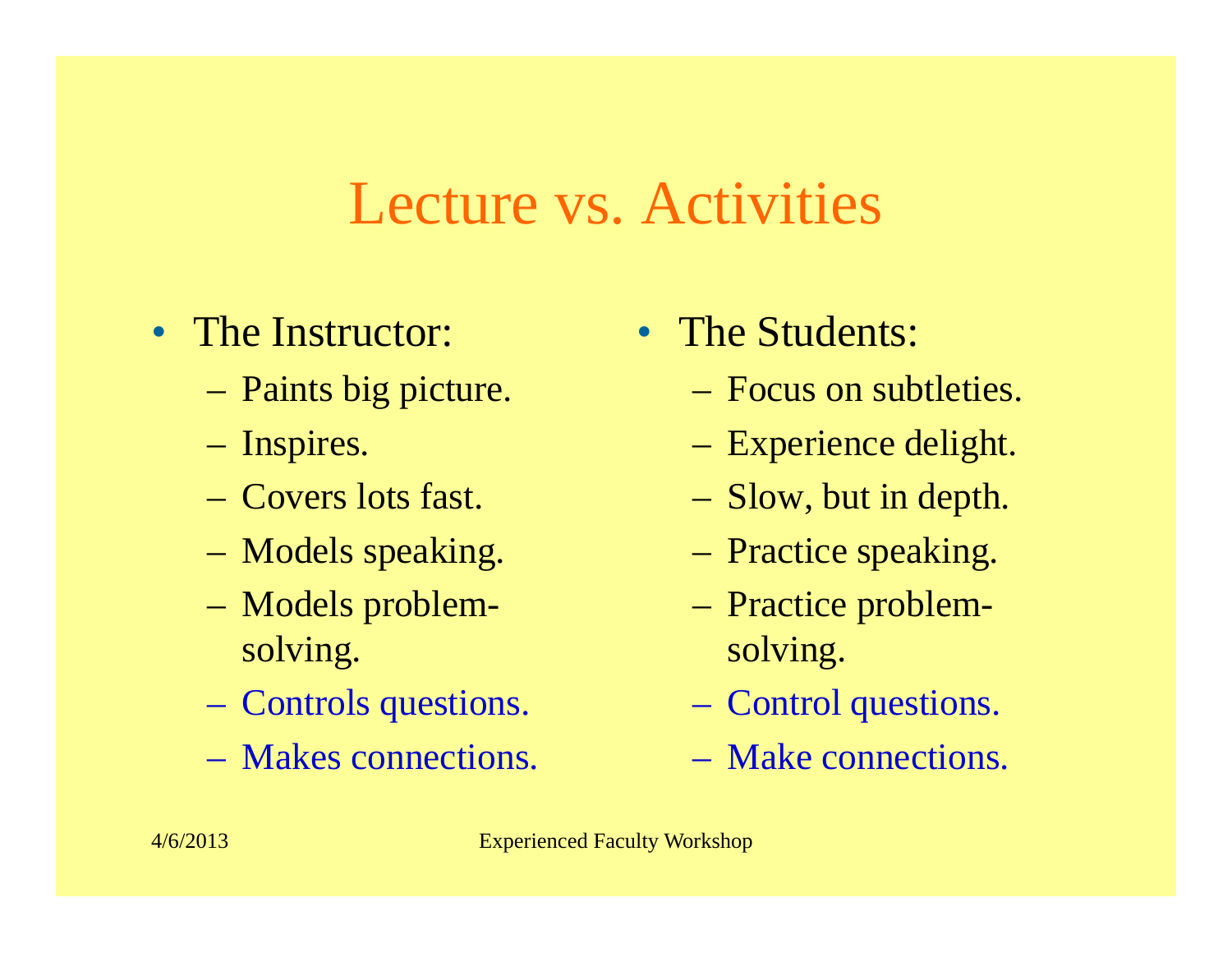# Lecture vs. Activities

- The Instructor:
  - Paints big picture.
  - Inspires.
  - Covers lots fast.
  - Models speaking.
  - Models problem-solving.
  - Controls questions.
  - Makes connections.

- The Students:
  - Focus on subtleties.
  - Experience delight.
  - Slow, but in depth.
  - Practice speaking.
  - Practice problem-solving.
  - Control questions.
  - Make connections.